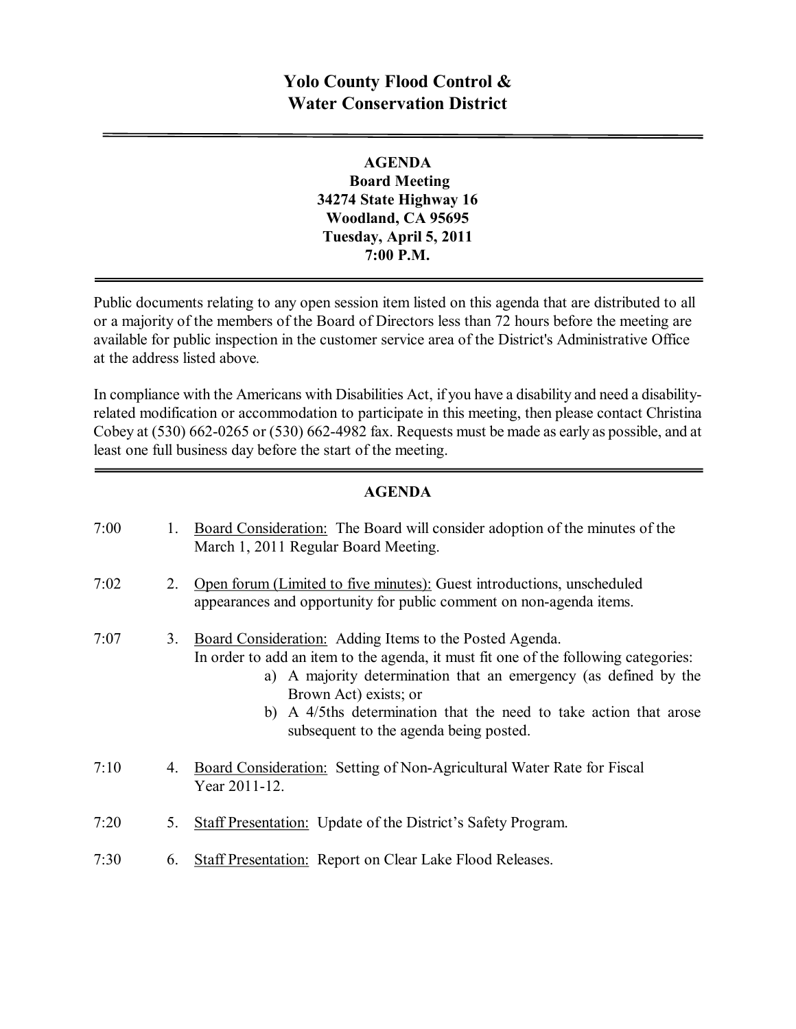# Yolo County Flood Control & Water Conservation District

---

**AGENDA**
**Board Meeting**
**34274 State Highway 16**
**Woodland, CA 95695**
**Tuesday, April 5, 2011**
**7:00 P.M.**

---

Public documents relating to any open session item listed on this agenda that are distributed to all or a majority of the members of the Board of Directors less than 72 hours before the meeting are available for public inspection in the customer service area of the District's Administrative Office at the address listed above.

In compliance with the Americans with Disabilities Act, if you have a disability and need a disability-related modification or accommodation to participate in this meeting, then please contact Christina Cobey at (530) 662-0265 or (530) 662-4982 fax. Requests must be made as early as possible, and at least one full business day before the start of the meeting.

---

## AGENDA

7:00 1. Board Consideration: The Board will consider adoption of the minutes of the March 1, 2011 Regular Board Meeting.

7:02 2. Open forum (Limited to five minutes): Guest introductions, unscheduled appearances and opportunity for public comment on non-agenda items.

7:07 3. Board Consideration: Adding Items to the Posted Agenda.
In order to add an item to the agenda, it must fit one of the following categories:
   a) A majority determination that an emergency (as defined by the Brown Act) exists; or
   b) A 4/5ths determination that the need to take action that arose subsequent to the agenda being posted.

7:10 4. Board Consideration: Setting of Non-Agricultural Water Rate for Fiscal Year 2011-12.

7:20 5. Staff Presentation: Update of the District's Safety Program.

7:30 6. Staff Presentation: Report on Clear Lake Flood Releases.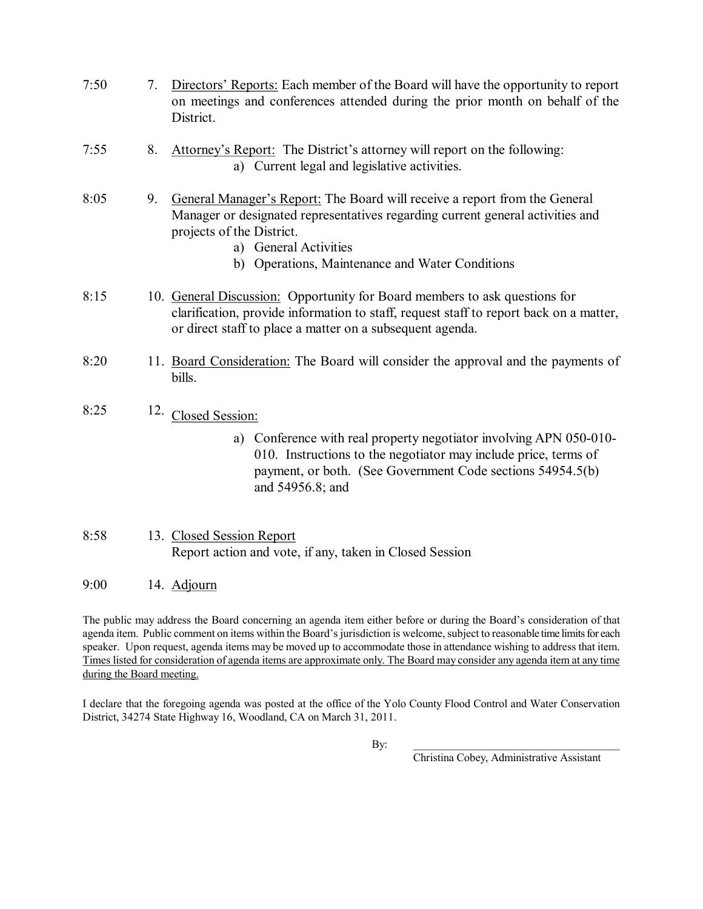7:50 7. <u>Directors' Reports:</u> Each member of the Board will have the opportunity to report on meetings and conferences attended during the prior month on behalf of the District.

7:55 8. <u>Attorney's Report:</u> The District's attorney will report on the following:

a) Current legal and legislative activities.

8:05 9. <u>General Manager's Report:</u> The Board will receive a report from the General Manager or designated representatives regarding current general activities and projects of the District.

a) General Activities
b) Operations, Maintenance and Water Conditions

8:15 10. <u>General Discussion:</u> Opportunity for Board members to ask questions for clarification, provide information to staff, request staff to report back on a matter, or direct staff to place a matter on a subsequent agenda.

8:20 11. <u>Board Consideration:</u> The Board will consider the approval and the payments of bills.

8:25 12. <u>Closed Session:</u>

a) Conference with real property negotiator involving APN 050-010-010. Instructions to the negotiator may include price, terms of payment, or both. (See Government Code sections 54954.5(b) and 54956.8; and

8:58 13. <u>Closed Session Report</u>
Report action and vote, if any, taken in Closed Session

9:00 14. <u>Adjourn</u>

The public may address the Board concerning an agenda item either before or during the Board's consideration of that agenda item. Public comment on items within the Board's jurisdiction is welcome, subject to reasonable time limits for each speaker. Upon request, agenda items may be moved up to accommodate those in attendance wishing to address that item. <u>Times listed for consideration of agenda items are approximate only. The Board may consider any agenda item at any time during the Board meeting.</u>

I declare that the foregoing agenda was posted at the office of the Yolo County Flood Control and Water Conservation District, 34274 State Highway 16, Woodland, CA on March 31, 2011.

By: \_\_\_\_\_\_\_\_\_\_\_\_\_\_\_\_\_\_\_\_\_\_\_\_\_\_\_\_\_\_\_\_\_\_\_\_
Christina Cobey, Administrative Assistant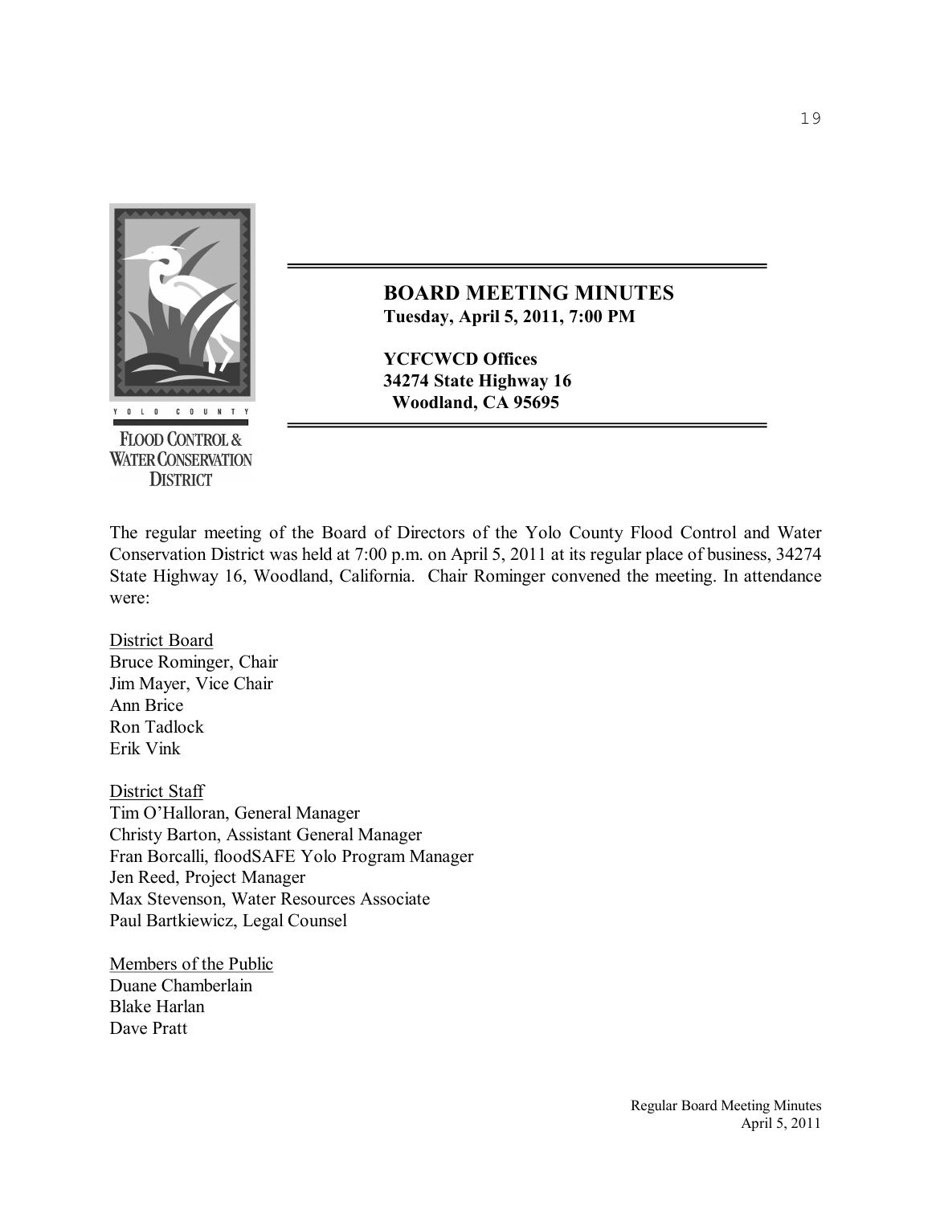**YOLO COUNTY FLOOD CONTROL & WATER CONSERVATION DISTRICT**

## BOARD MEETING MINUTES

**Tuesday, April 5, 2011, 7:00 PM**

**YCFCWCD Offices**
**34274 State Highway 16**
**Woodland, CA 95695**

The regular meeting of the Board of Directors of the Yolo County Flood Control and Water Conservation District was held at 7:00 p.m. on April 5, 2011 at its regular place of business, 34274 State Highway 16, Woodland, California. Chair Rominger convened the meeting. In attendance were:

District Board
Bruce Rominger, Chair
Jim Mayer, Vice Chair
Ann Brice
Ron Tadlock
Erik Vink

District Staff
Tim O'Halloran, General Manager
Christy Barton, Assistant General Manager
Fran Borcalli, floodSAFE Yolo Program Manager
Jen Reed, Project Manager
Max Stevenson, Water Resources Associate
Paul Bartkiewicz, Legal Counsel

Members of the Public
Duane Chamberlain
Blake Harlan
Dave Pratt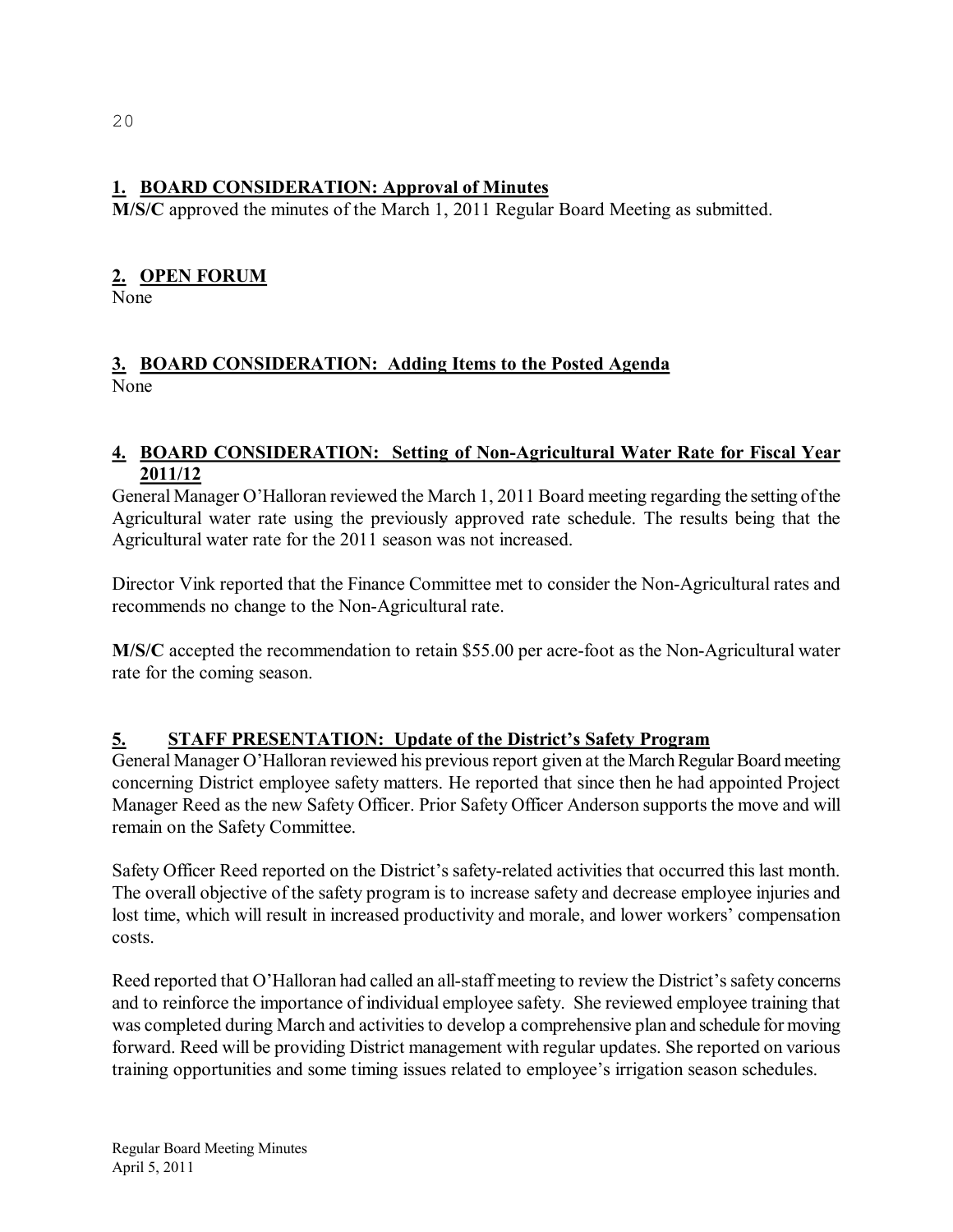## 1. BOARD CONSIDERATION: Approval of Minutes

**M/S/C** approved the minutes of the March 1, 2011 Regular Board Meeting as submitted.

## 2. OPEN FORUM

None

## 3. BOARD CONSIDERATION: Adding Items to the Posted Agenda

None

## 4. BOARD CONSIDERATION: Setting of Non-Agricultural Water Rate for Fiscal Year 2011/12

General Manager O'Halloran reviewed the March 1, 2011 Board meeting regarding the setting of the Agricultural water rate using the previously approved rate schedule. The results being that the Agricultural water rate for the 2011 season was not increased.

Director Vink reported that the Finance Committee met to consider the Non-Agricultural rates and recommends no change to the Non-Agricultural rate.

**M/S/C** accepted the recommendation to retain $55.00 per acre-foot as the Non-Agricultural water rate for the coming season.

## 5. STAFF PRESENTATION: Update of the District's Safety Program

General Manager O'Halloran reviewed his previous report given at the March Regular Board meeting concerning District employee safety matters. He reported that since then he had appointed Project Manager Reed as the new Safety Officer. Prior Safety Officer Anderson supports the move and will remain on the Safety Committee.

Safety Officer Reed reported on the District's safety-related activities that occurred this last month. The overall objective of the safety program is to increase safety and decrease employee injuries and lost time, which will result in increased productivity and morale, and lower workers' compensation costs.

Reed reported that O'Halloran had called an all-staff meeting to review the District's safety concerns and to reinforce the importance of individual employee safety. She reviewed employee training that was completed during March and activities to develop a comprehensive plan and schedule for moving forward. Reed will be providing District management with regular updates. She reported on various training opportunities and some timing issues related to employee's irrigation season schedules.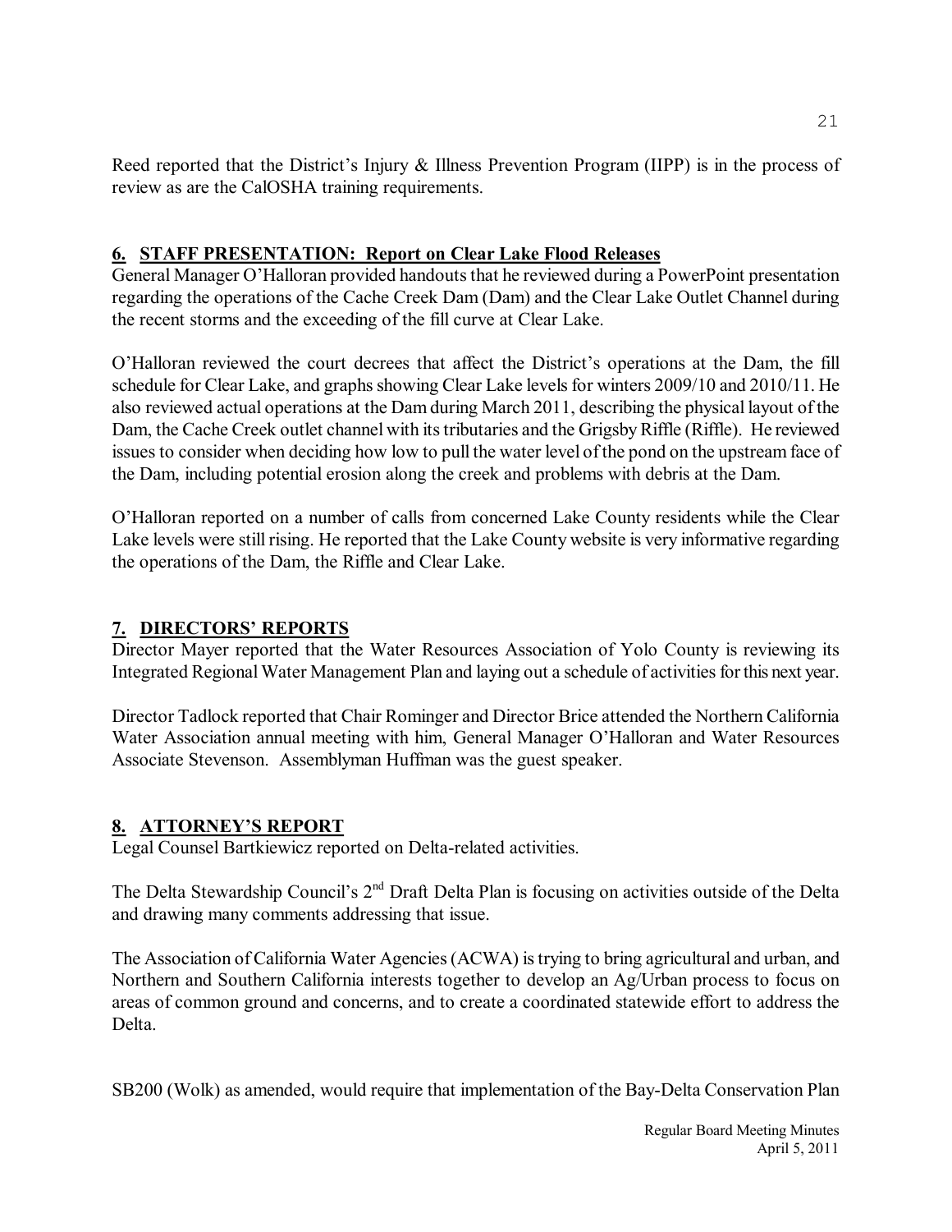Reed reported that the District's Injury & Illness Prevention Program (IIPP) is in the process of review as are the CalOSHA training requirements.

## 6. STAFF PRESENTATION: Report on Clear Lake Flood Releases

General Manager O'Halloran provided handouts that he reviewed during a PowerPoint presentation regarding the operations of the Cache Creek Dam (Dam) and the Clear Lake Outlet Channel during the recent storms and the exceeding of the fill curve at Clear Lake.

O'Halloran reviewed the court decrees that affect the District's operations at the Dam, the fill schedule for Clear Lake, and graphs showing Clear Lake levels for winters 2009/10 and 2010/11. He also reviewed actual operations at the Dam during March 2011, describing the physical layout of the Dam, the Cache Creek outlet channel with its tributaries and the Grigsby Riffle (Riffle). He reviewed issues to consider when deciding how low to pull the water level of the pond on the upstream face of the Dam, including potential erosion along the creek and problems with debris at the Dam.

O'Halloran reported on a number of calls from concerned Lake County residents while the Clear Lake levels were still rising. He reported that the Lake County website is very informative regarding the operations of the Dam, the Riffle and Clear Lake.

## 7. DIRECTORS' REPORTS

Director Mayer reported that the Water Resources Association of Yolo County is reviewing its Integrated Regional Water Management Plan and laying out a schedule of activities for this next year.

Director Tadlock reported that Chair Rominger and Director Brice attended the Northern California Water Association annual meeting with him, General Manager O'Halloran and Water Resources Associate Stevenson. Assemblyman Huffman was the guest speaker.

## 8. ATTORNEY'S REPORT

Legal Counsel Bartkiewicz reported on Delta-related activities.

The Delta Stewardship Council's 2nd Draft Delta Plan is focusing on activities outside of the Delta and drawing many comments addressing that issue.

The Association of California Water Agencies (ACWA) is trying to bring agricultural and urban, and Northern and Southern California interests together to develop an Ag/Urban process to focus on areas of common ground and concerns, and to create a coordinated statewide effort to address the Delta.

SB200 (Wolk) as amended, would require that implementation of the Bay-Delta Conservation Plan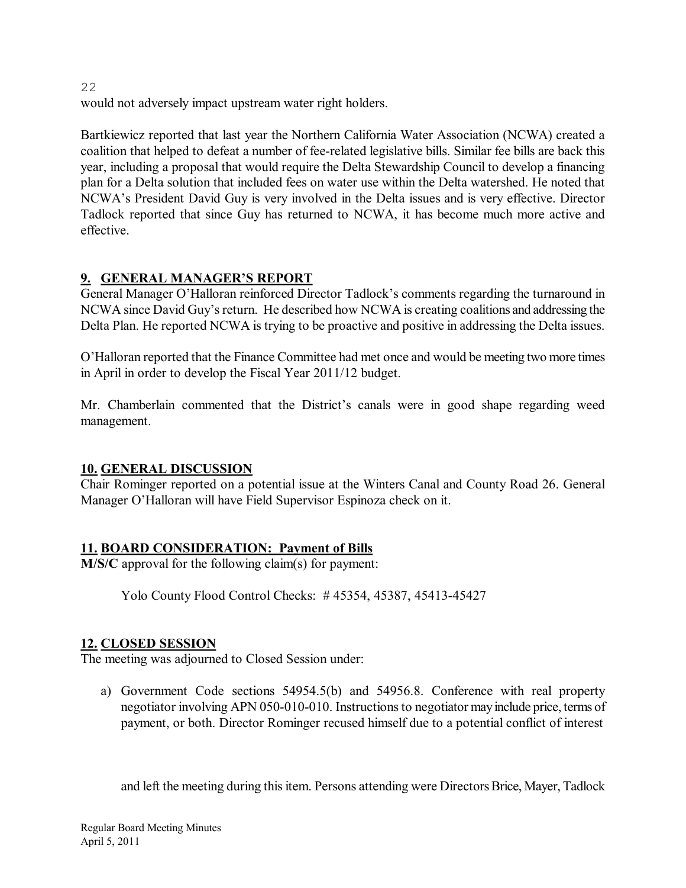would not adversely impact upstream water right holders.

Bartkiewicz reported that last year the Northern California Water Association (NCWA) created a coalition that helped to defeat a number of fee-related legislative bills. Similar fee bills are back this year, including a proposal that would require the Delta Stewardship Council to develop a financing plan for a Delta solution that included fees on water use within the Delta watershed. He noted that NCWA's President David Guy is very involved in the Delta issues and is very effective. Director Tadlock reported that since Guy has returned to NCWA, it has become much more active and effective.

## 9. GENERAL MANAGER'S REPORT

General Manager O'Halloran reinforced Director Tadlock's comments regarding the turnaround in NCWA since David Guy's return. He described how NCWA is creating coalitions and addressing the Delta Plan. He reported NCWA is trying to be proactive and positive in addressing the Delta issues.

O'Halloran reported that the Finance Committee had met once and would be meeting two more times in April in order to develop the Fiscal Year 2011/12 budget.

Mr. Chamberlain commented that the District's canals were in good shape regarding weed management.

## 10. GENERAL DISCUSSION

Chair Rominger reported on a potential issue at the Winters Canal and County Road 26. General Manager O'Halloran will have Field Supervisor Espinoza check on it.

## 11. BOARD CONSIDERATION: Payment of Bills

**M/S/C** approval for the following claim(s) for payment:

Yolo County Flood Control Checks: # 45354, 45387, 45413-45427

## 12. CLOSED SESSION

The meeting was adjourned to Closed Session under:

a) Government Code sections 54954.5(b) and 54956.8. Conference with real property negotiator involving APN 050-010-010. Instructions to negotiator may include price, terms of payment, or both. Director Rominger recused himself due to a potential conflict of interest and left the meeting during this item. Persons attending were Directors Brice, Mayer, Tadlock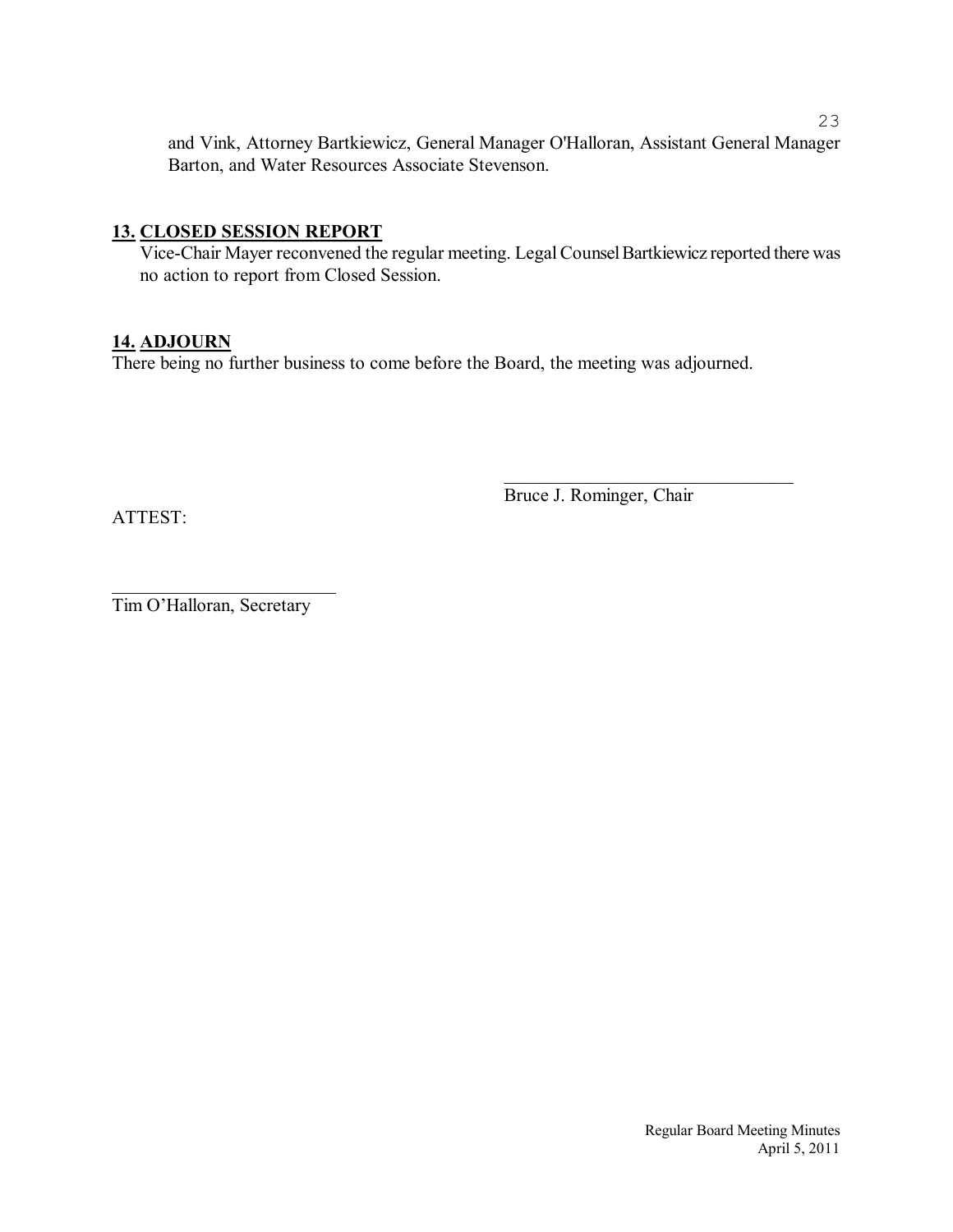and Vink, Attorney Bartkiewicz, General Manager O'Halloran, Assistant General Manager Barton, and Water Resources Associate Stevenson.

## 13. CLOSED SESSION REPORT

Vice-Chair Mayer reconvened the regular meeting. Legal Counsel Bartkiewicz reported there was no action to report from Closed Session.

## 14. ADJOURN

There being no further business to come before the Board, the meeting was adjourned.

\_\_\_\_\_\_\_\_\_\_\_\_\_\_\_\_\_\_\_\_\_\_\_\_\_\_\_\_\_\_\_\_
Bruce J. Rominger, Chair

ATTEST:

\_\_\_\_\_\_\_\_\_\_\_\_\_\_\_\_\_\_\_\_\_\_\_\_\_\_\_\_\_\_\_\_
Tim O'Halloran, Secretary